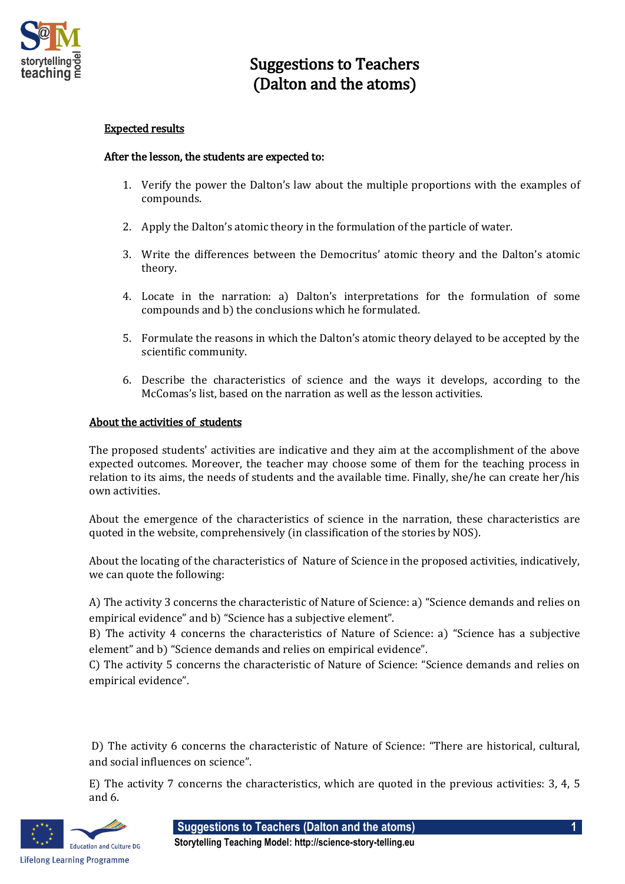# Suggestions to Teachers
# (Dalton and the atoms)

## Expected results

**After the lesson, the students are expected to:**

1. Verify the power the Dalton's law about the multiple proportions with the examples of compounds.
2. Apply the Dalton's atomic theory in the formulation of the particle of water.
3. Write the differences between the Democritus' atomic theory and the Dalton's atomic theory.
4. Locate in the narration: a) Dalton's interpretations for the formulation of some compounds and b) the conclusions which he formulated.
5. Formulate the reasons in which the Dalton's atomic theory delayed to be accepted by the scientific community.
6. Describe the characteristics of science and the ways it develops, according to the McComas's list, based on the narration as well as the lesson activities.

## About the activities of students

The proposed students' activities are indicative and they aim at the accomplishment of the above expected outcomes. Moreover, the teacher may choose some of them for the teaching process in relation to its aims, the needs of students and the available time. Finally, she/he can create her/his own activities.

About the emergence of the characteristics of science in the narration, these characteristics are quoted in the website, comprehensively (in classification of the stories by NOS).

About the locating of the characteristics of Nature of Science in the proposed activities, indicatively, we can quote the following:

A) The activity 3 concerns the characteristic of Nature of Science: a) "Science demands and relies on empirical evidence" and b) "Science has a subjective element".
B) The activity 4 concerns the characteristics of Nature of Science: a) "Science has a subjective element" and b) "Science demands and relies on empirical evidence".
C) The activity 5 concerns the characteristic of Nature of Science: "Science demands and relies on empirical evidence".

D) The activity 6 concerns the characteristic of Nature of Science: "There are historical, cultural, and social influences on science".

E) The activity 7 concerns the characteristics, which are quoted in the previous activities: 3, 4, 5 and 6.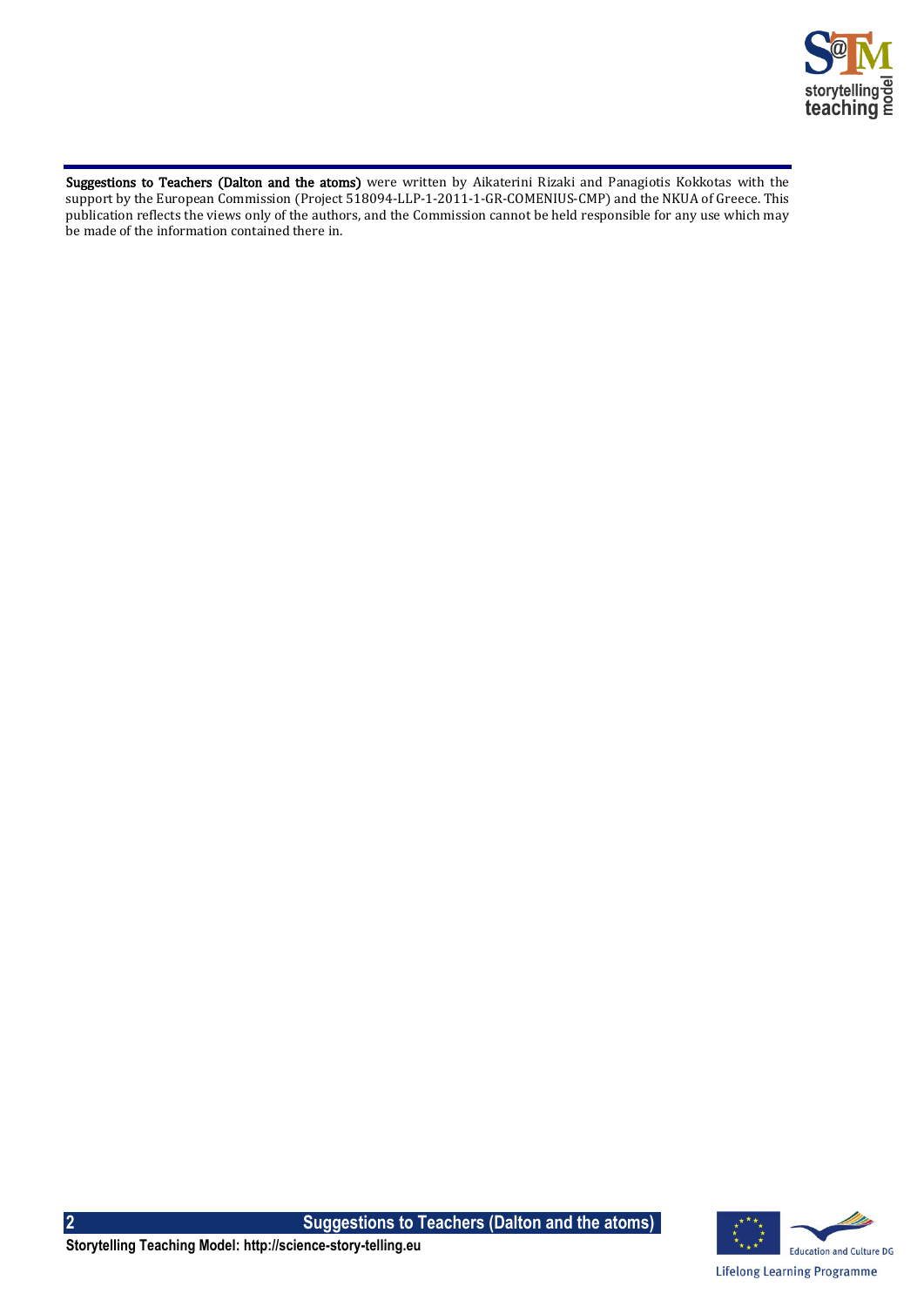**Suggestions to Teachers (Dalton and the atoms)** were written by Aikaterini Rizaki and Panagiotis Kokkotas with the support by the European Commission (Project 518094-LLP-1-2011-1-GR-COMENIUS-CMP) and the NKUA of Greece. This publication reflects the views only of the authors, and the Commission cannot be held responsible for any use which may be made of the information contained there in.